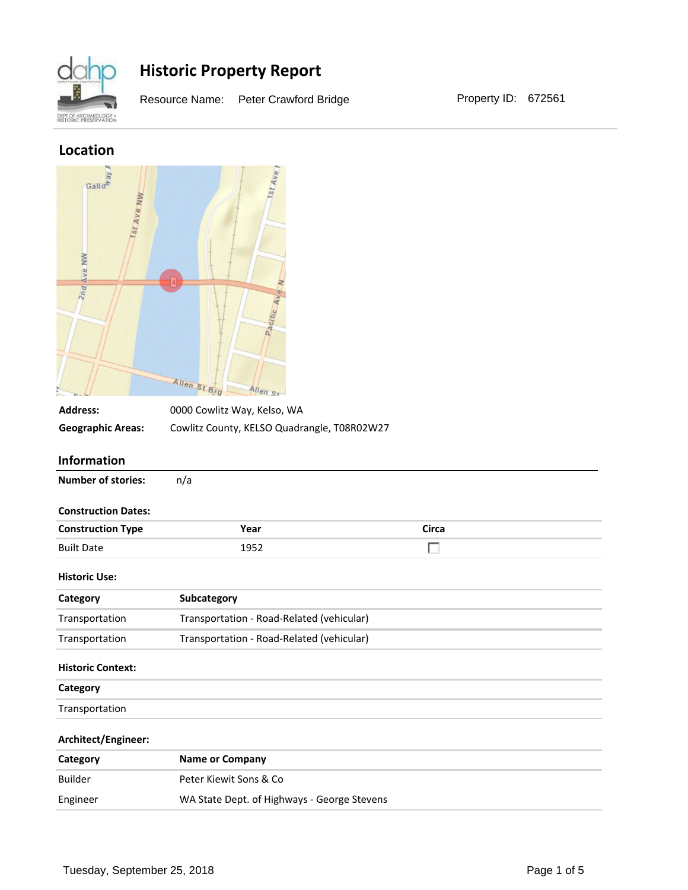# Historic Property Report

Resource Name: Peter Crawford Bridge

Property ID: 672561

## Location

**Address:** 0000 Cowlitz Way, Kelso, WA

**Geographic Areas:** Cowlitz County, KELSO Quadrangle, T08R02W27

## Information

**Number of stories:** n/a

**Construction Dates:**

| Construction Type | Year | Circa |
|---|---|---|
| Built Date | 1952 | ☐ |

**Historic Use:**

| Category | Subcategory |
|---|---|
| Transportation | Transportation - Road-Related (vehicular) |
| Transportation | Transportation - Road-Related (vehicular) |

**Historic Context:**

| Category |
|---|
| Transportation |

**Architect/Engineer:**

| Category | Name or Company |
|---|---|
| Builder | Peter Kiewit Sons & Co |
| Engineer | WA State Dept. of Highways - George Stevens |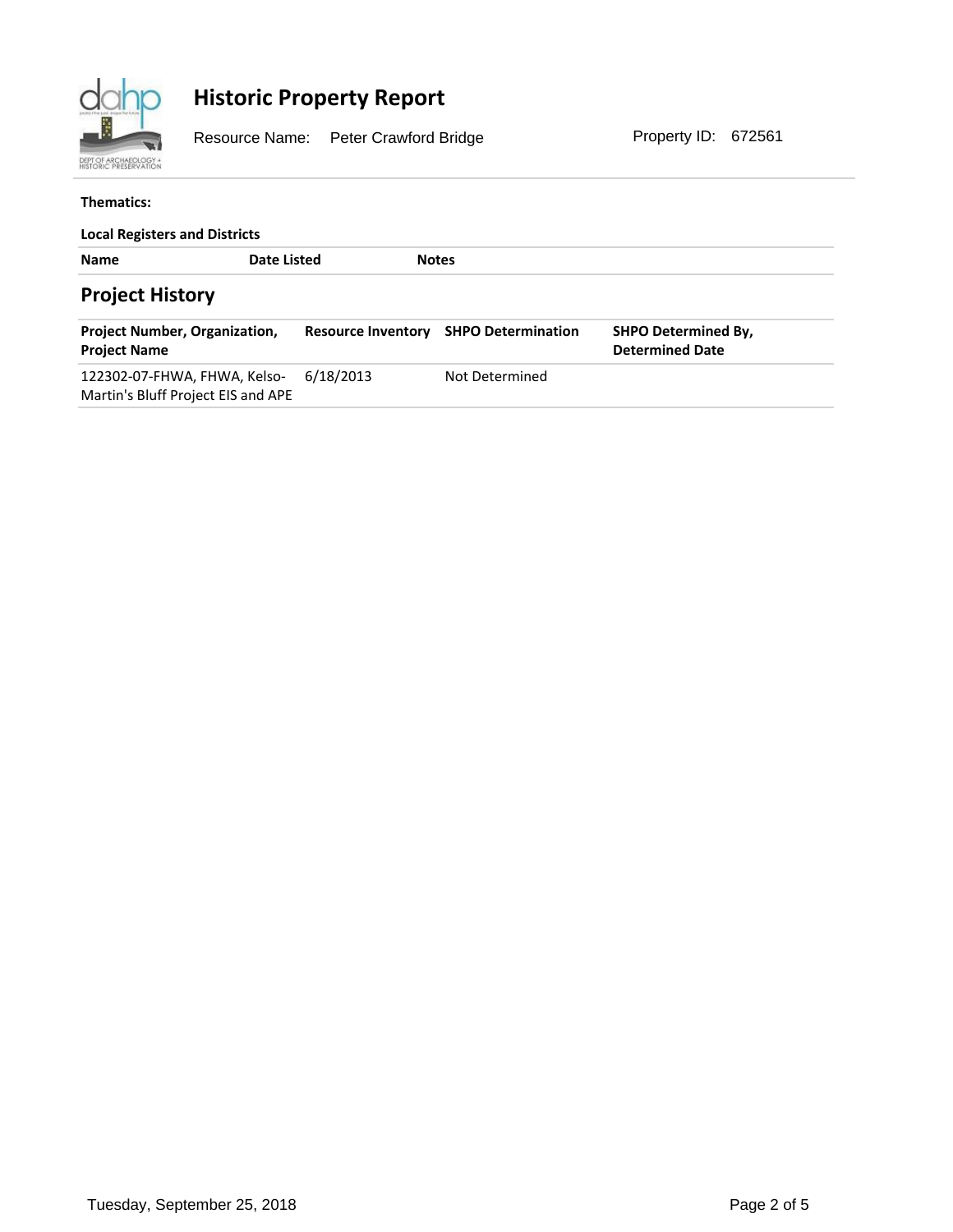# Historic Property Report

Resource Name: Peter Crawford Bridge

Property ID: 672561

**Thematics:**

**Local Registers and Districts**

| Name | Date Listed | Notes |
|---|---|---|

## Project History

| Project Number, Organization, Project Name | Resource Inventory | SHPO Determination | SHPO Determined By, Determined Date |
|---|---|---|---|
| 122302-07-FHWA, FHWA, Kelso-Martin's Bluff Project EIS and APE | 6/18/2013 | Not Determined | |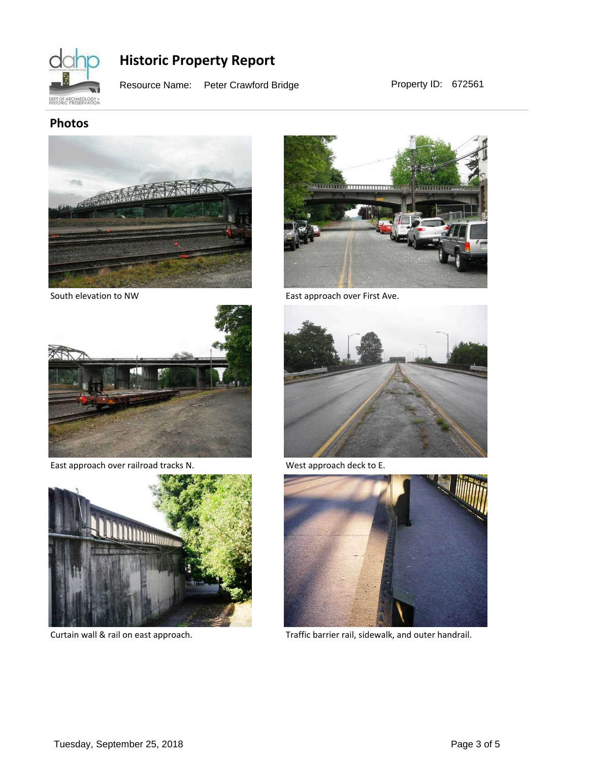## Photos

South elevation to NW

East approach over First Ave.

East approach over railroad tracks N.

West approach deck to E.

Curtain wall & rail on east approach.

Traffic barrier rail, sidewalk, and outer handrail.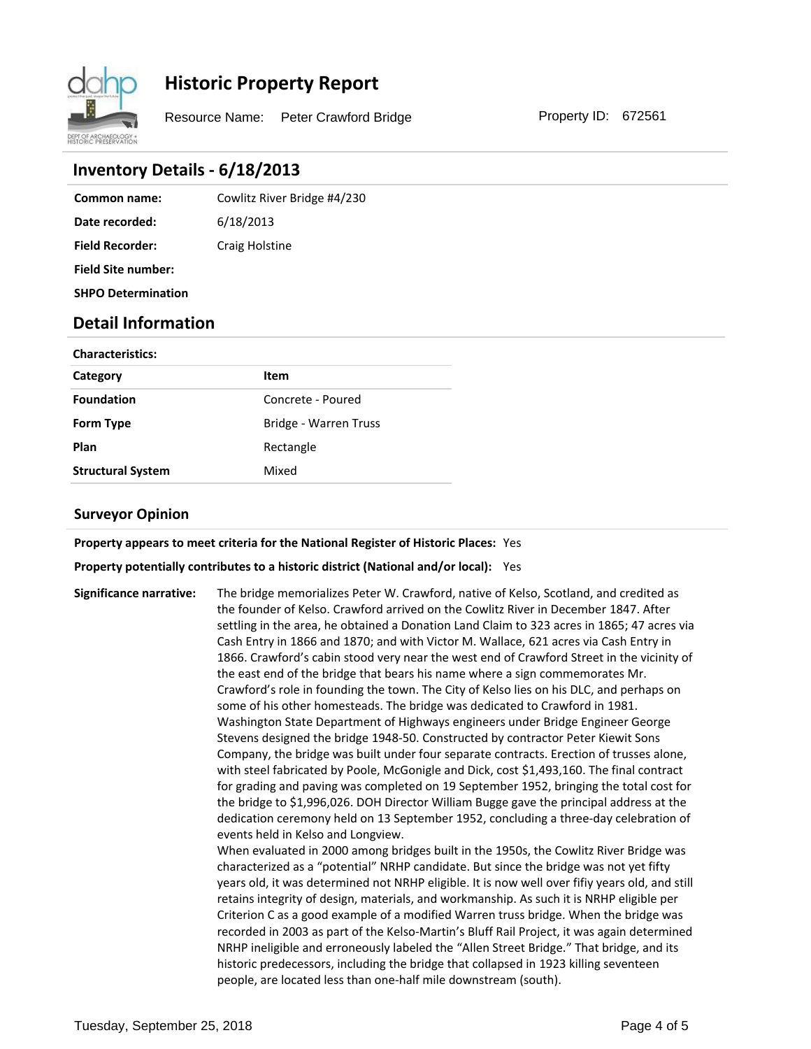# Historic Property Report

Resource Name: Peter Crawford Bridge    Property ID: 672561

## Inventory Details - 6/18/2013

| | |
|---|---|
| **Common name:** | Cowlitz River Bridge #4/230 |
| **Date recorded:** | 6/18/2013 |
| **Field Recorder:** | Craig Holstine |
| **Field Site number:** | |
| **SHPO Determination** | |

## Detail Information

**Characteristics:**

| Category | Item |
|---|---|
| **Foundation** | Concrete - Poured |
| **Form Type** | Bridge - Warren Truss |
| **Plan** | Rectangle |
| **Structural System** | Mixed |

### Surveyor Opinion

**Property appears to meet criteria for the National Register of Historic Places:** Yes

**Property potentially contributes to a historic district (National and/or local):** Yes

**Significance narrative:** The bridge memorializes Peter W. Crawford, native of Kelso, Scotland, and credited as the founder of Kelso. Crawford arrived on the Cowlitz River in December 1847. After settling in the area, he obtained a Donation Land Claim to 323 acres in 1865; 47 acres via Cash Entry in 1866 and 1870; and with Victor M. Wallace, 621 acres via Cash Entry in 1866. Crawford's cabin stood very near the west end of Crawford Street in the vicinity of the east end of the bridge that bears his name where a sign commemorates Mr. Crawford's role in founding the town. The City of Kelso lies on his DLC, and perhaps on some of his other homesteads. The bridge was dedicated to Crawford in 1981. Washington State Department of Highways engineers under Bridge Engineer George Stevens designed the bridge 1948-50. Constructed by contractor Peter Kiewit Sons Company, the bridge was built under four separate contracts. Erection of trusses alone, with steel fabricated by Poole, McGonigle and Dick, cost $1,493,160. The final contract for grading and paving was completed on 19 September 1952, bringing the total cost for the bridge to $1,996,026. DOH Director William Bugge gave the principal address at the dedication ceremony held on 13 September 1952, concluding a three-day celebration of events held in Kelso and Longview.

When evaluated in 2000 among bridges built in the 1950s, the Cowlitz River Bridge was characterized as a "potential" NRHP candidate. But since the bridge was not yet fifty years old, it was determined not NRHP eligible. It is now well over fifiy years old, and still retains integrity of design, materials, and workmanship. As such it is NRHP eligible per Criterion C as a good example of a modified Warren truss bridge. When the bridge was recorded in 2003 as part of the Kelso-Martin's Bluff Rail Project, it was again determined NRHP ineligible and erroneously labeled the "Allen Street Bridge." That bridge, and its historic predecessors, including the bridge that collapsed in 1923 killing seventeen people, are located less than one-half mile downstream (south).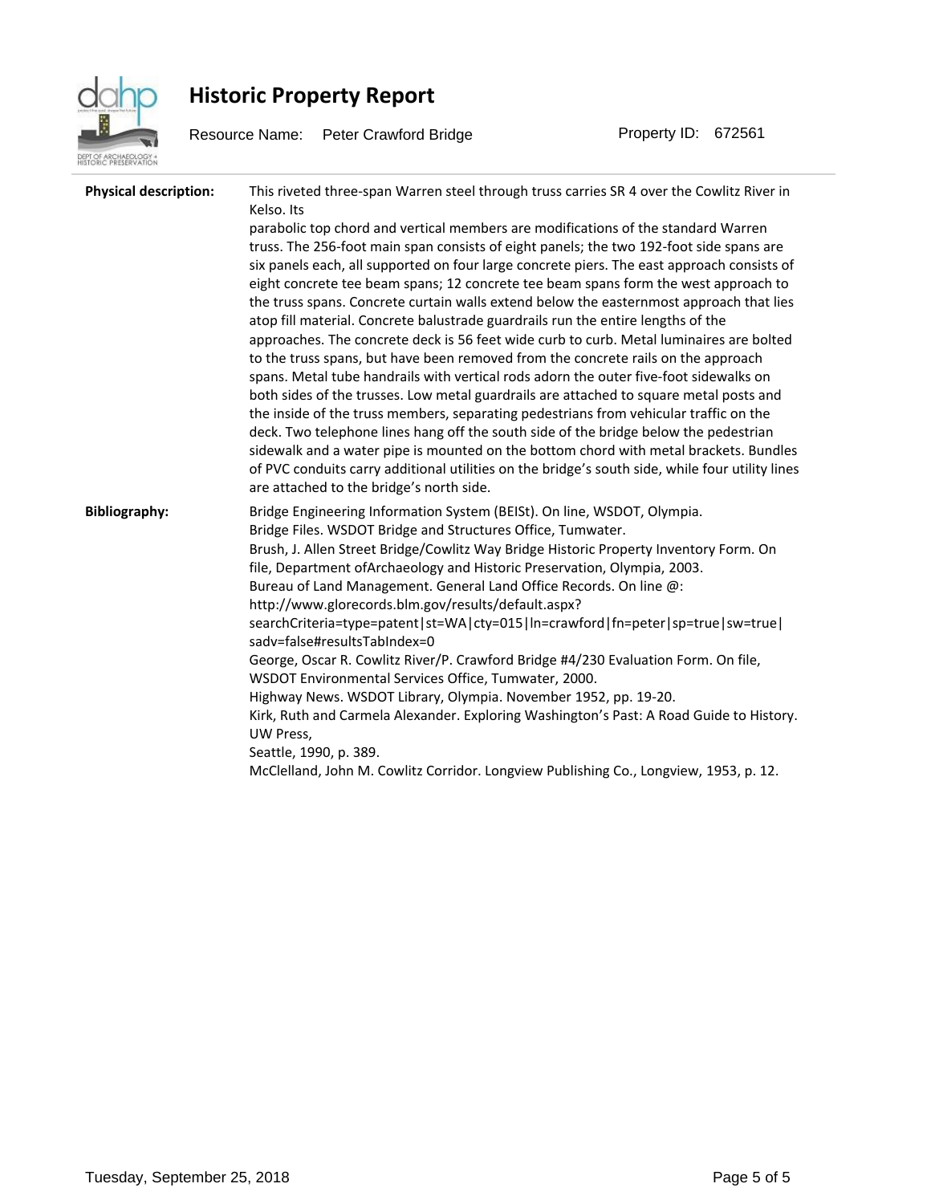# Historic Property Report

Resource Name: Peter Crawford Bridge Property ID: 672561

**Physical description:**

This riveted three-span Warren steel through truss carries SR 4 over the Cowlitz River in Kelso. Its parabolic top chord and vertical members are modifications of the standard Warren truss. The 256-foot main span consists of eight panels; the two 192-foot side spans are six panels each, all supported on four large concrete piers. The east approach consists of eight concrete tee beam spans; 12 concrete tee beam spans form the west approach to the truss spans. Concrete curtain walls extend below the easternmost approach that lies atop fill material. Concrete balustrade guardrails run the entire lengths of the approaches. The concrete deck is 56 feet wide curb to curb. Metal luminaires are bolted to the truss spans, but have been removed from the concrete rails on the approach spans. Metal tube handrails with vertical rods adorn the outer five-foot sidewalks on both sides of the trusses. Low metal guardrails are attached to square metal posts and the inside of the truss members, separating pedestrians from vehicular traffic on the deck. Two telephone lines hang off the south side of the bridge below the pedestrian sidewalk and a water pipe is mounted on the bottom chord with metal brackets. Bundles of PVC conduits carry additional utilities on the bridge's south side, while four utility lines are attached to the bridge's north side.

**Bibliography:**

Bridge Engineering Information System (BEISt). On line, WSDOT, Olympia.
Bridge Files. WSDOT Bridge and Structures Office, Tumwater.
Brush, J. Allen Street Bridge/Cowlitz Way Bridge Historic Property Inventory Form. On file, Department ofArchaeology and Historic Preservation, Olympia, 2003.
Bureau of Land Management. General Land Office Records. On line @: http://www.glorecords.blm.gov/results/default.aspx?searchCriteria=type=patent|st=WA|cty=015|ln=crawford|fn=peter|sp=true|sw=true|sadv=false#resultsTabIndex=0
George, Oscar R. Cowlitz River/P. Crawford Bridge #4/230 Evaluation Form. On file, WSDOT Environmental Services Office, Tumwater, 2000.
Highway News. WSDOT Library, Olympia. November 1952, pp. 19-20.
Kirk, Ruth and Carmela Alexander. Exploring Washington's Past: A Road Guide to History. UW Press, Seattle, 1990, p. 389.
McClelland, John M. Cowlitz Corridor. Longview Publishing Co., Longview, 1953, p. 12.